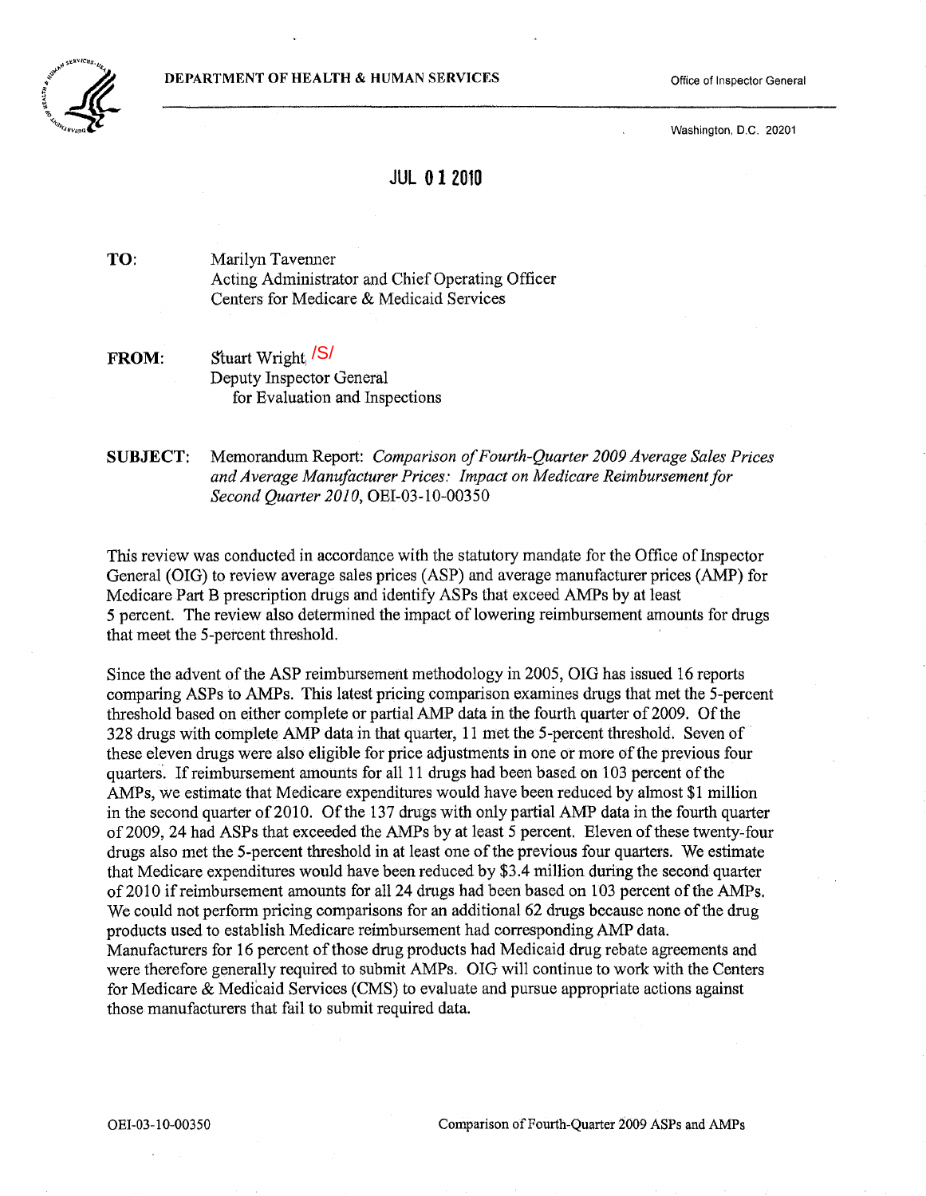**DEPARTMENT OF HEALTH & HUMAN SERVICES**

Office of Inspector General

Washington, D.C. 20201

JUL 01 2010

**TO:** Marilyn Tavenner
Acting Administrator and Chief Operating Officer
Centers for Medicare & Medicaid Services

**FROM:** Stuart Wright /S/
Deputy Inspector General
for Evaluation and Inspections

**SUBJECT:** Memorandum Report: *Comparison of Fourth-Quarter 2009 Average Sales Prices and Average Manufacturer Prices: Impact on Medicare Reimbursement for Second Quarter 2010*, OEI-03-10-00350

This review was conducted in accordance with the statutory mandate for the Office of Inspector General (OIG) to review average sales prices (ASP) and average manufacturer prices (AMP) for Medicare Part B prescription drugs and identify ASPs that exceed AMPs by at least 5 percent. The review also determined the impact of lowering reimbursement amounts for drugs that meet the 5-percent threshold.

Since the advent of the ASP reimbursement methodology in 2005, OIG has issued 16 reports comparing ASPs to AMPs. This latest pricing comparison examines drugs that met the 5-percent threshold based on either complete or partial AMP data in the fourth quarter of 2009. Of the 328 drugs with complete AMP data in that quarter, 11 met the 5-percent threshold. Seven of these eleven drugs were also eligible for price adjustments in one or more of the previous four quarters. If reimbursement amounts for all 11 drugs had been based on 103 percent of the AMPs, we estimate that Medicare expenditures would have been reduced by almost $1 million in the second quarter of 2010. Of the 137 drugs with only partial AMP data in the fourth quarter of 2009, 24 had ASPs that exceeded the AMPs by at least 5 percent. Eleven of these twenty-four drugs also met the 5-percent threshold in at least one of the previous four quarters. We estimate that Medicare expenditures would have been reduced by $3.4 million during the second quarter of 2010 if reimbursement amounts for all 24 drugs had been based on 103 percent of the AMPs. We could not perform pricing comparisons for an additional 62 drugs because none of the drug products used to establish Medicare reimbursement had corresponding AMP data. Manufacturers for 16 percent of those drug products had Medicaid drug rebate agreements and were therefore generally required to submit AMPs. OIG will continue to work with the Centers for Medicare & Medicaid Services (CMS) to evaluate and pursue appropriate actions against those manufacturers that fail to submit required data.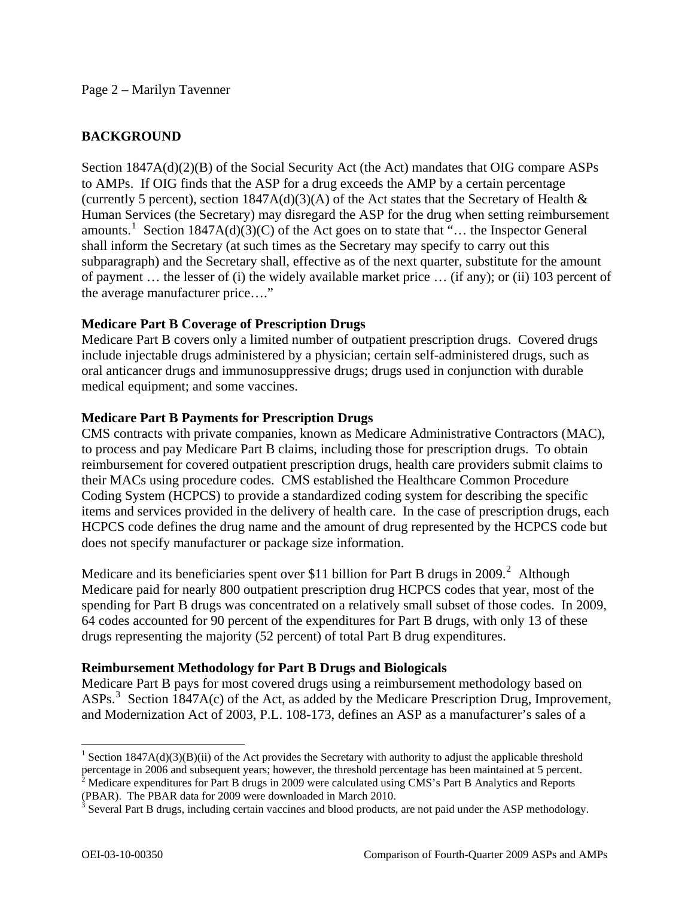## BACKGROUND

Section 1847A(d)(2)(B) of the Social Security Act (the Act) mandates that OIG compare ASPs to AMPs. If OIG finds that the ASP for a drug exceeds the AMP by a certain percentage (currently 5 percent), section 1847A(d)(3)(A) of the Act states that the Secretary of Health & Human Services (the Secretary) may disregard the ASP for the drug when setting reimbursement amounts.[1] Section 1847A(d)(3)(C) of the Act goes on to state that "… the Inspector General shall inform the Secretary (at such times as the Secretary may specify to carry out this subparagraph) and the Secretary shall, effective as of the next quarter, substitute for the amount of payment … the lesser of (i) the widely available market price … (if any); or (ii) 103 percent of the average manufacturer price…."

### Medicare Part B Coverage of Prescription Drugs

Medicare Part B covers only a limited number of outpatient prescription drugs. Covered drugs include injectable drugs administered by a physician; certain self-administered drugs, such as oral anticancer drugs and immunosuppressive drugs; drugs used in conjunction with durable medical equipment; and some vaccines.

### Medicare Part B Payments for Prescription Drugs

CMS contracts with private companies, known as Medicare Administrative Contractors (MAC), to process and pay Medicare Part B claims, including those for prescription drugs. To obtain reimbursement for covered outpatient prescription drugs, health care providers submit claims to their MACs using procedure codes. CMS established the Healthcare Common Procedure Coding System (HCPCS) to provide a standardized coding system for describing the specific items and services provided in the delivery of health care. In the case of prescription drugs, each HCPCS code defines the drug name and the amount of drug represented by the HCPCS code but does not specify manufacturer or package size information.

Medicare and its beneficiaries spent over $11 billion for Part B drugs in 2009.[2] Although Medicare paid for nearly 800 outpatient prescription drug HCPCS codes that year, most of the spending for Part B drugs was concentrated on a relatively small subset of those codes. In 2009, 64 codes accounted for 90 percent of the expenditures for Part B drugs, with only 13 of these drugs representing the majority (52 percent) of total Part B drug expenditures.

### Reimbursement Methodology for Part B Drugs and Biologicals

Medicare Part B pays for most covered drugs using a reimbursement methodology based on ASPs.[3] Section 1847A(c) of the Act, as added by the Medicare Prescription Drug, Improvement, and Modernization Act of 2003, P.L. 108-173, defines an ASP as a manufacturer's sales of a

---

[1] Section 1847A(d)(3)(B)(ii) of the Act provides the Secretary with authority to adjust the applicable threshold percentage in 2006 and subsequent years; however, the threshold percentage has been maintained at 5 percent.

[2] Medicare expenditures for Part B drugs in 2009 were calculated using CMS's Part B Analytics and Reports (PBAR). The PBAR data for 2009 were downloaded in March 2010.

[3] Several Part B drugs, including certain vaccines and blood products, are not paid under the ASP methodology.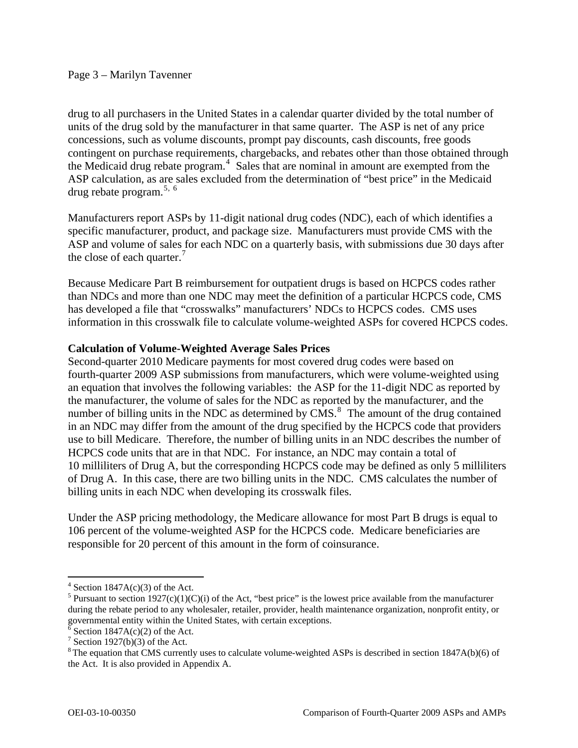drug to all purchasers in the United States in a calendar quarter divided by the total number of units of the drug sold by the manufacturer in that same quarter. The ASP is net of any price concessions, such as volume discounts, prompt pay discounts, cash discounts, free goods contingent on purchase requirements, chargebacks, and rebates other than those obtained through the Medicaid drug rebate program.[4] Sales that are nominal in amount are exempted from the ASP calculation, as are sales excluded from the determination of "best price" in the Medicaid drug rebate program.[5, 6]

Manufacturers report ASPs by 11-digit national drug codes (NDC), each of which identifies a specific manufacturer, product, and package size. Manufacturers must provide CMS with the ASP and volume of sales for each NDC on a quarterly basis, with submissions due 30 days after the close of each quarter.[7]

Because Medicare Part B reimbursement for outpatient drugs is based on HCPCS codes rather than NDCs and more than one NDC may meet the definition of a particular HCPCS code, CMS has developed a file that "crosswalks" manufacturers' NDCs to HCPCS codes. CMS uses information in this crosswalk file to calculate volume-weighted ASPs for covered HCPCS codes.

**Calculation of Volume-Weighted Average Sales Prices**

Second-quarter 2010 Medicare payments for most covered drug codes were based on fourth-quarter 2009 ASP submissions from manufacturers, which were volume-weighted using an equation that involves the following variables: the ASP for the 11-digit NDC as reported by the manufacturer, the volume of sales for the NDC as reported by the manufacturer, and the number of billing units in the NDC as determined by CMS.[8] The amount of the drug contained in an NDC may differ from the amount of the drug specified by the HCPCS code that providers use to bill Medicare. Therefore, the number of billing units in an NDC describes the number of HCPCS code units that are in that NDC. For instance, an NDC may contain a total of 10 milliliters of Drug A, but the corresponding HCPCS code may be defined as only 5 milliliters of Drug A. In this case, there are two billing units in the NDC. CMS calculates the number of billing units in each NDC when developing its crosswalk files.

Under the ASP pricing methodology, the Medicare allowance for most Part B drugs is equal to 106 percent of the volume-weighted ASP for the HCPCS code. Medicare beneficiaries are responsible for 20 percent of this amount in the form of coinsurance.

---

[4] Section 1847A(c)(3) of the Act.

[5] Pursuant to section 1927(c)(1)(C)(i) of the Act, "best price" is the lowest price available from the manufacturer during the rebate period to any wholesaler, retailer, provider, health maintenance organization, nonprofit entity, or governmental entity within the United States, with certain exceptions.

[6] Section 1847A(c)(2) of the Act.

[7] Section 1927(b)(3) of the Act.

[8] The equation that CMS currently uses to calculate volume-weighted ASPs is described in section 1847A(b)(6) of the Act. It is also provided in Appendix A.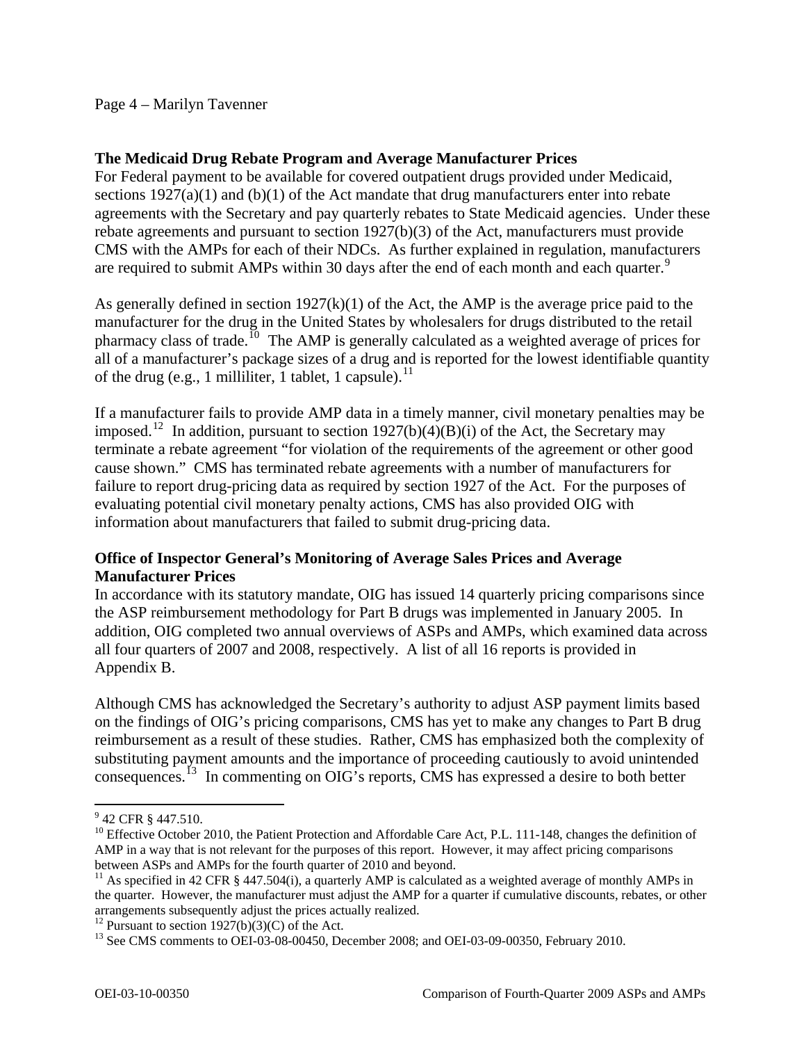### The Medicaid Drug Rebate Program and Average Manufacturer Prices

For Federal payment to be available for covered outpatient drugs provided under Medicaid, sections 1927(a)(1) and (b)(1) of the Act mandate that drug manufacturers enter into rebate agreements with the Secretary and pay quarterly rebates to State Medicaid agencies. Under these rebate agreements and pursuant to section 1927(b)(3) of the Act, manufacturers must provide CMS with the AMPs for each of their NDCs. As further explained in regulation, manufacturers are required to submit AMPs within 30 days after the end of each month and each quarter.[9]

As generally defined in section 1927(k)(1) of the Act, the AMP is the average price paid to the manufacturer for the drug in the United States by wholesalers for drugs distributed to the retail pharmacy class of trade.[10] The AMP is generally calculated as a weighted average of prices for all of a manufacturer's package sizes of a drug and is reported for the lowest identifiable quantity of the drug (e.g., 1 milliliter, 1 tablet, 1 capsule).[11]

If a manufacturer fails to provide AMP data in a timely manner, civil monetary penalties may be imposed.[12] In addition, pursuant to section 1927(b)(4)(B)(i) of the Act, the Secretary may terminate a rebate agreement "for violation of the requirements of the agreement or other good cause shown." CMS has terminated rebate agreements with a number of manufacturers for failure to report drug-pricing data as required by section 1927 of the Act. For the purposes of evaluating potential civil monetary penalty actions, CMS has also provided OIG with information about manufacturers that failed to submit drug-pricing data.

### Office of Inspector General's Monitoring of Average Sales Prices and Average Manufacturer Prices

In accordance with its statutory mandate, OIG has issued 14 quarterly pricing comparisons since the ASP reimbursement methodology for Part B drugs was implemented in January 2005. In addition, OIG completed two annual overviews of ASPs and AMPs, which examined data across all four quarters of 2007 and 2008, respectively. A list of all 16 reports is provided in Appendix B.

Although CMS has acknowledged the Secretary's authority to adjust ASP payment limits based on the findings of OIG's pricing comparisons, CMS has yet to make any changes to Part B drug reimbursement as a result of these studies. Rather, CMS has emphasized both the complexity of substituting payment amounts and the importance of proceeding cautiously to avoid unintended consequences.[13] In commenting on OIG's reports, CMS has expressed a desire to both better

---

[9] 42 CFR § 447.510.

[10] Effective October 2010, the Patient Protection and Affordable Care Act, P.L. 111-148, changes the definition of AMP in a way that is not relevant for the purposes of this report. However, it may affect pricing comparisons between ASPs and AMPs for the fourth quarter of 2010 and beyond.

[11] As specified in 42 CFR § 447.504(i), a quarterly AMP is calculated as a weighted average of monthly AMPs in the quarter. However, the manufacturer must adjust the AMP for a quarter if cumulative discounts, rebates, or other arrangements subsequently adjust the prices actually realized.

[12] Pursuant to section 1927(b)(3)(C) of the Act.

[13] See CMS comments to OEI-03-08-00450, December 2008; and OEI-03-09-00350, February 2010.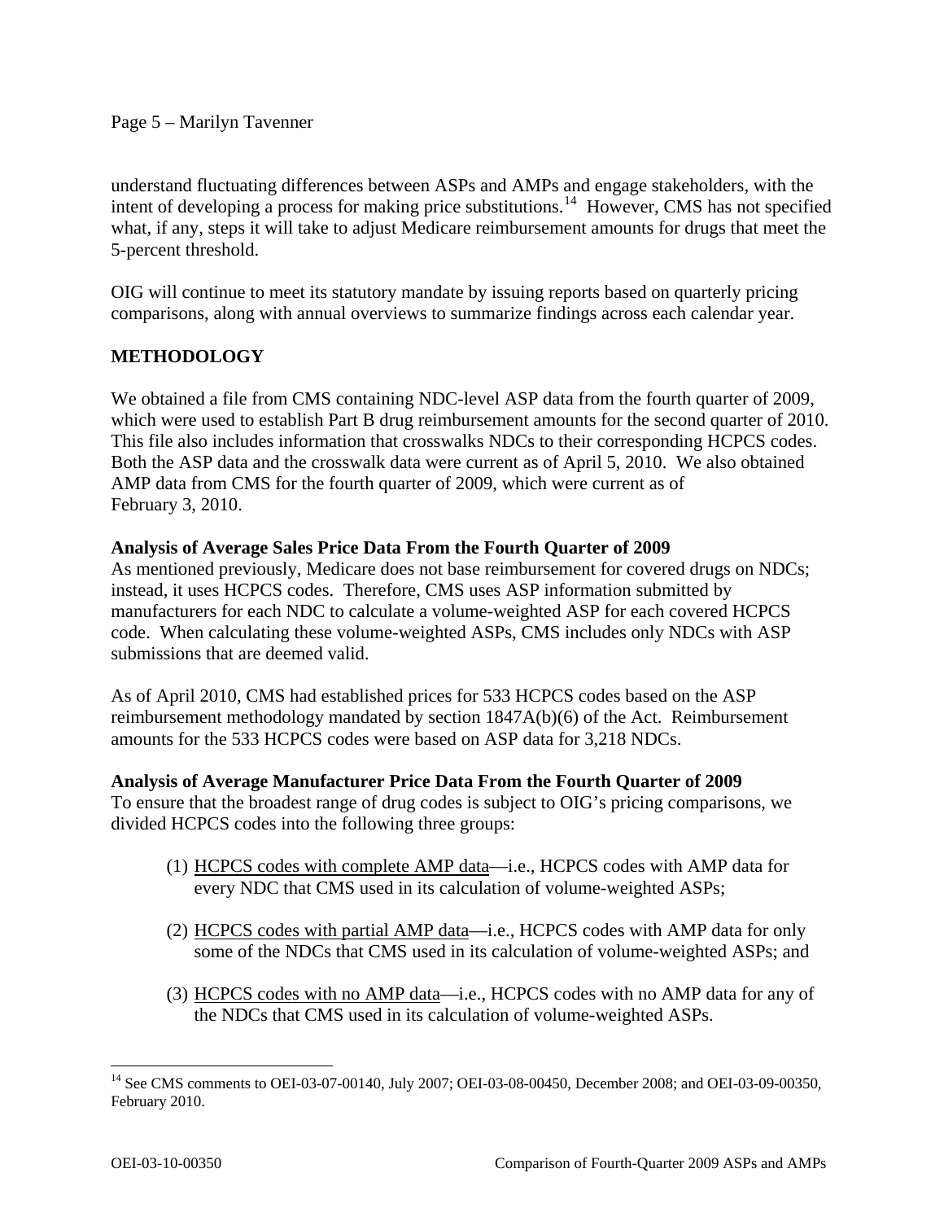understand fluctuating differences between ASPs and AMPs and engage stakeholders, with the intent of developing a process for making price substitutions.[14] However, CMS has not specified what, if any, steps it will take to adjust Medicare reimbursement amounts for drugs that meet the 5-percent threshold.

OIG will continue to meet its statutory mandate by issuing reports based on quarterly pricing comparisons, along with annual overviews to summarize findings across each calendar year.

## METHODOLOGY

We obtained a file from CMS containing NDC-level ASP data from the fourth quarter of 2009, which were used to establish Part B drug reimbursement amounts for the second quarter of 2010. This file also includes information that crosswalks NDCs to their corresponding HCPCS codes. Both the ASP data and the crosswalk data were current as of April 5, 2010. We also obtained AMP data from CMS for the fourth quarter of 2009, which were current as of February 3, 2010.

### Analysis of Average Sales Price Data From the Fourth Quarter of 2009

As mentioned previously, Medicare does not base reimbursement for covered drugs on NDCs; instead, it uses HCPCS codes. Therefore, CMS uses ASP information submitted by manufacturers for each NDC to calculate a volume-weighted ASP for each covered HCPCS code. When calculating these volume-weighted ASPs, CMS includes only NDCs with ASP submissions that are deemed valid.

As of April 2010, CMS had established prices for 533 HCPCS codes based on the ASP reimbursement methodology mandated by section 1847A(b)(6) of the Act. Reimbursement amounts for the 533 HCPCS codes were based on ASP data for 3,218 NDCs.

### Analysis of Average Manufacturer Price Data From the Fourth Quarter of 2009

To ensure that the broadest range of drug codes is subject to OIG's pricing comparisons, we divided HCPCS codes into the following three groups:

(1) HCPCS codes with complete AMP data—i.e., HCPCS codes with AMP data for every NDC that CMS used in its calculation of volume-weighted ASPs;

(2) HCPCS codes with partial AMP data—i.e., HCPCS codes with AMP data for only some of the NDCs that CMS used in its calculation of volume-weighted ASPs; and

(3) HCPCS codes with no AMP data—i.e., HCPCS codes with no AMP data for any of the NDCs that CMS used in its calculation of volume-weighted ASPs.

---

[14] See CMS comments to OEI-03-07-00140, July 2007; OEI-03-08-00450, December 2008; and OEI-03-09-00350, February 2010.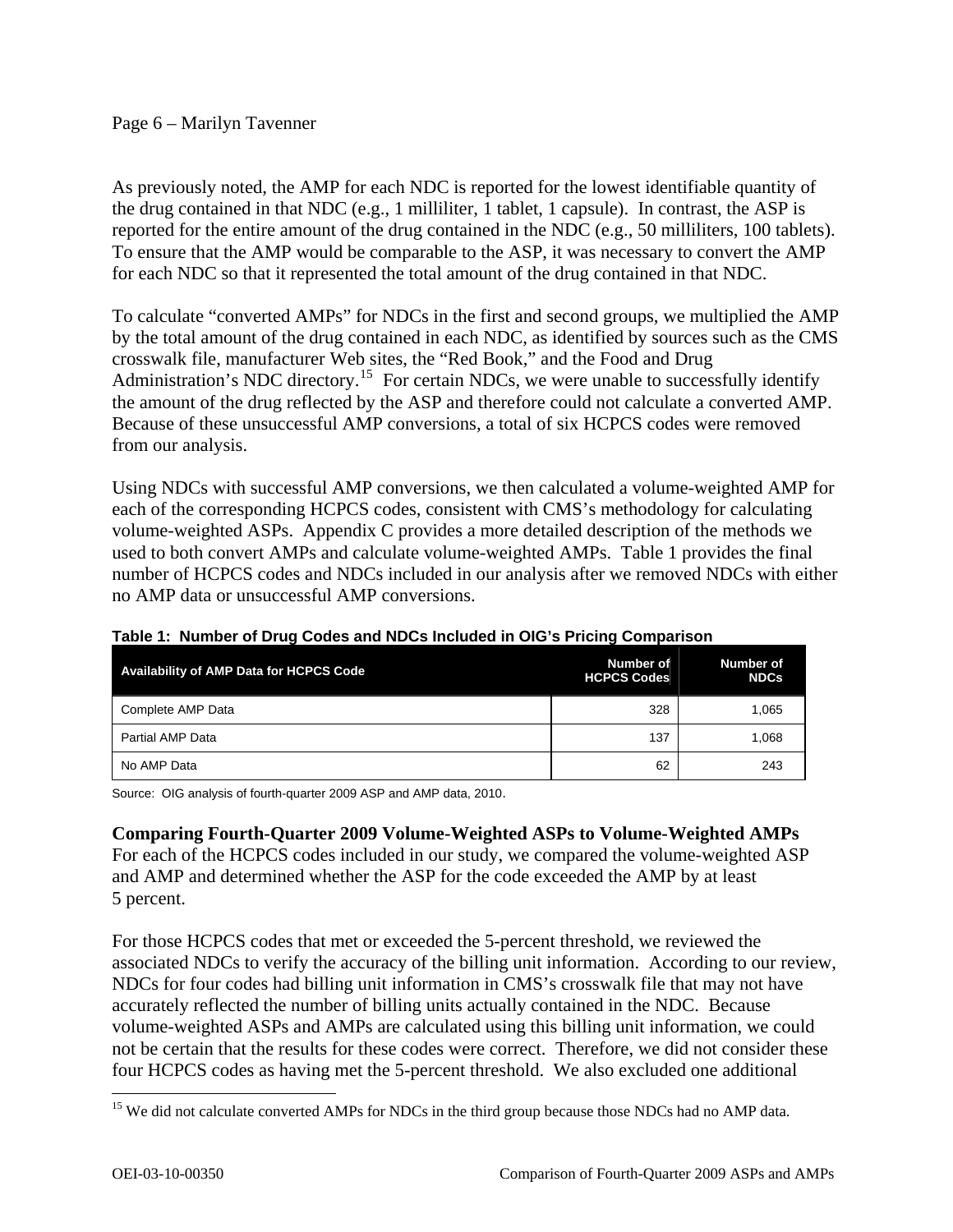As previously noted, the AMP for each NDC is reported for the lowest identifiable quantity of the drug contained in that NDC (e.g., 1 milliliter, 1 tablet, 1 capsule). In contrast, the ASP is reported for the entire amount of the drug contained in the NDC (e.g., 50 milliliters, 100 tablets). To ensure that the AMP would be comparable to the ASP, it was necessary to convert the AMP for each NDC so that it represented the total amount of the drug contained in that NDC.

To calculate "converted AMPs" for NDCs in the first and second groups, we multiplied the AMP by the total amount of the drug contained in each NDC, as identified by sources such as the CMS crosswalk file, manufacturer Web sites, the "Red Book," and the Food and Drug Administration's NDC directory.[15] For certain NDCs, we were unable to successfully identify the amount of the drug reflected by the ASP and therefore could not calculate a converted AMP. Because of these unsuccessful AMP conversions, a total of six HCPCS codes were removed from our analysis.

Using NDCs with successful AMP conversions, we then calculated a volume-weighted AMP for each of the corresponding HCPCS codes, consistent with CMS's methodology for calculating volume-weighted ASPs. Appendix C provides a more detailed description of the methods we used to both convert AMPs and calculate volume-weighted AMPs. Table 1 provides the final number of HCPCS codes and NDCs included in our analysis after we removed NDCs with either no AMP data or unsuccessful AMP conversions.

**Table 1: Number of Drug Codes and NDCs Included in OIG's Pricing Comparison**

| Availability of AMP Data for HCPCS Code | Number of HCPCS Codes | Number of NDCs |
|---|---|---|
| Complete AMP Data | 328 | 1,065 |
| Partial AMP Data | 137 | 1,068 |
| No AMP Data | 62 | 243 |

Source: OIG analysis of fourth-quarter 2009 ASP and AMP data, 2010.

**Comparing Fourth-Quarter 2009 Volume-Weighted ASPs to Volume-Weighted AMPs**

For each of the HCPCS codes included in our study, we compared the volume-weighted ASP and AMP and determined whether the ASP for the code exceeded the AMP by at least 5 percent.

For those HCPCS codes that met or exceeded the 5-percent threshold, we reviewed the associated NDCs to verify the accuracy of the billing unit information. According to our review, NDCs for four codes had billing unit information in CMS's crosswalk file that may not have accurately reflected the number of billing units actually contained in the NDC. Because volume-weighted ASPs and AMPs are calculated using this billing unit information, we could not be certain that the results for these codes were correct. Therefore, we did not consider these four HCPCS codes as having met the 5-percent threshold. We also excluded one additional

[15] We did not calculate converted AMPs for NDCs in the third group because those NDCs had no AMP data.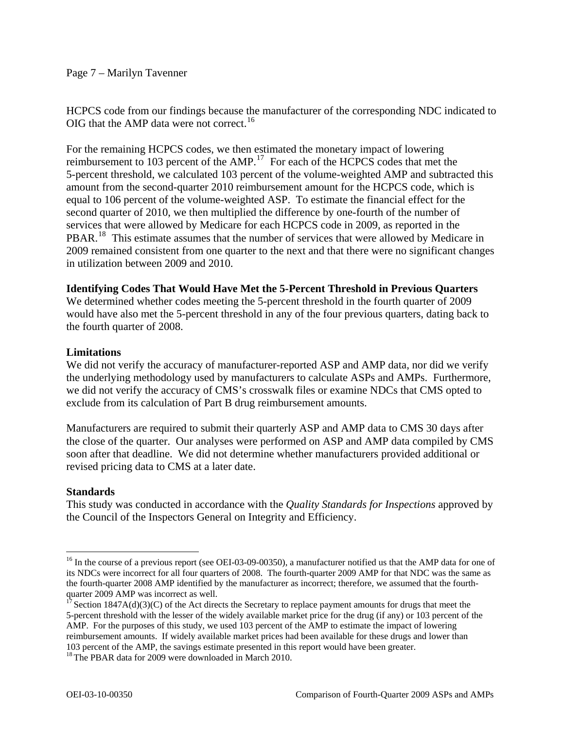HCPCS code from our findings because the manufacturer of the corresponding NDC indicated to OIG that the AMP data were not correct.[16]

For the remaining HCPCS codes, we then estimated the monetary impact of lowering reimbursement to 103 percent of the AMP.[17] For each of the HCPCS codes that met the 5-percent threshold, we calculated 103 percent of the volume-weighted AMP and subtracted this amount from the second-quarter 2010 reimbursement amount for the HCPCS code, which is equal to 106 percent of the volume-weighted ASP. To estimate the financial effect for the second quarter of 2010, we then multiplied the difference by one-fourth of the number of services that were allowed by Medicare for each HCPCS code in 2009, as reported in the PBAR.[18] This estimate assumes that the number of services that were allowed by Medicare in 2009 remained consistent from one quarter to the next and that there were no significant changes in utilization between 2009 and 2010.

**Identifying Codes That Would Have Met the 5-Percent Threshold in Previous Quarters**

We determined whether codes meeting the 5-percent threshold in the fourth quarter of 2009 would have also met the 5-percent threshold in any of the four previous quarters, dating back to the fourth quarter of 2008.

**Limitations**

We did not verify the accuracy of manufacturer-reported ASP and AMP data, nor did we verify the underlying methodology used by manufacturers to calculate ASPs and AMPs. Furthermore, we did not verify the accuracy of CMS's crosswalk files or examine NDCs that CMS opted to exclude from its calculation of Part B drug reimbursement amounts.

Manufacturers are required to submit their quarterly ASP and AMP data to CMS 30 days after the close of the quarter. Our analyses were performed on ASP and AMP data compiled by CMS soon after that deadline. We did not determine whether manufacturers provided additional or revised pricing data to CMS at a later date.

**Standards**

This study was conducted in accordance with the *Quality Standards for Inspections* approved by the Council of the Inspectors General on Integrity and Efficiency.

---

[16] In the course of a previous report (see OEI-03-09-00350), a manufacturer notified us that the AMP data for one of its NDCs were incorrect for all four quarters of 2008. The fourth-quarter 2009 AMP for that NDC was the same as the fourth-quarter 2008 AMP identified by the manufacturer as incorrect; therefore, we assumed that the fourth-quarter 2009 AMP was incorrect as well.

[17] Section 1847A(d)(3)(C) of the Act directs the Secretary to replace payment amounts for drugs that meet the 5-percent threshold with the lesser of the widely available market price for the drug (if any) or 103 percent of the AMP. For the purposes of this study, we used 103 percent of the AMP to estimate the impact of lowering reimbursement amounts. If widely available market prices had been available for these drugs and lower than 103 percent of the AMP, the savings estimate presented in this report would have been greater.

[18] The PBAR data for 2009 were downloaded in March 2010.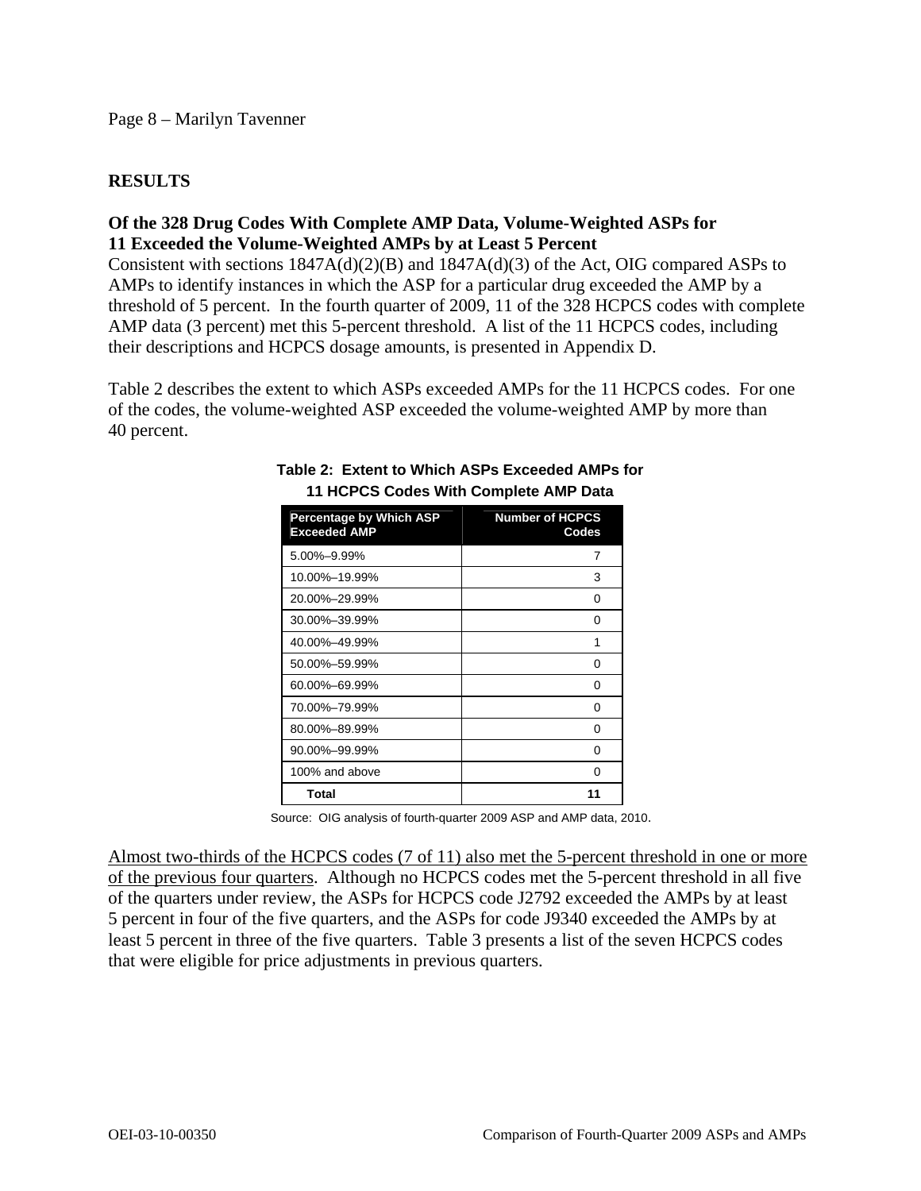## RESULTS

### Of the 328 Drug Codes With Complete AMP Data, Volume-Weighted ASPs for 11 Exceeded the Volume-Weighted AMPs by at Least 5 Percent

Consistent with sections 1847A(d)(2)(B) and 1847A(d)(3) of the Act, OIG compared ASPs to AMPs to identify instances in which the ASP for a particular drug exceeded the AMP by a threshold of 5 percent. In the fourth quarter of 2009, 11 of the 328 HCPCS codes with complete AMP data (3 percent) met this 5-percent threshold. A list of the 11 HCPCS codes, including their descriptions and HCPCS dosage amounts, is presented in Appendix D.

Table 2 describes the extent to which ASPs exceeded AMPs for the 11 HCPCS codes. For one of the codes, the volume-weighted ASP exceeded the volume-weighted AMP by more than 40 percent.

**Table 2: Extent to Which ASPs Exceeded AMPs for 11 HCPCS Codes With Complete AMP Data**

| Percentage by Which ASP Exceeded AMP | Number of HCPCS Codes |
|---|---|
| 5.00%–9.99% | 7 |
| 10.00%–19.99% | 3 |
| 20.00%–29.99% | 0 |
| 30.00%–39.99% | 0 |
| 40.00%–49.99% | 1 |
| 50.00%–59.99% | 0 |
| 60.00%–69.99% | 0 |
| 70.00%–79.99% | 0 |
| 80.00%–89.99% | 0 |
| 90.00%–99.99% | 0 |
| 100% and above | 0 |
| **Total** | **11** |

Source: OIG analysis of fourth-quarter 2009 ASP and AMP data, 2010.

Almost two-thirds of the HCPCS codes (7 of 11) also met the 5-percent threshold in one or more of the previous four quarters. Although no HCPCS codes met the 5-percent threshold in all five of the quarters under review, the ASPs for HCPCS code J2792 exceeded the AMPs by at least 5 percent in four of the five quarters, and the ASPs for code J9340 exceeded the AMPs by at least 5 percent in three of the five quarters. Table 3 presents a list of the seven HCPCS codes that were eligible for price adjustments in previous quarters.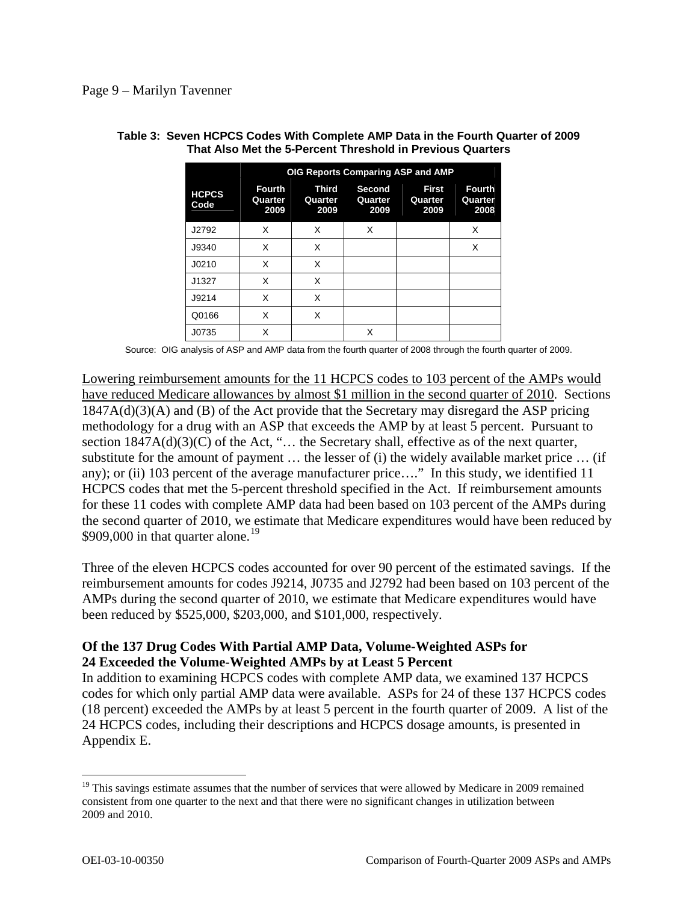**Table 3: Seven HCPCS Codes With Complete AMP Data in the Fourth Quarter of 2009 That Also Met the 5-Percent Threshold in Previous Quarters**

| | OIG Reports Comparing ASP and AMP | | | | |
|---|---|---|---|---|---|
| **HCPCS Code** | **Fourth Quarter 2009** | **Third Quarter 2009** | **Second Quarter 2009** | **First Quarter 2009** | **Fourth Quarter 2008** |
| J2792 | X | X | X | | X |
| J9340 | X | X | | | X |
| J0210 | X | X | | | |
| J1327 | X | X | | | |
| J9214 | X | X | | | |
| Q0166 | X | X | | | |
| J0735 | X | | X | | |

Source: OIG analysis of ASP and AMP data from the fourth quarter of 2008 through the fourth quarter of 2009.

Lowering reimbursement amounts for the 11 HCPCS codes to 103 percent of the AMPs would have reduced Medicare allowances by almost $1 million in the second quarter of 2010. Sections 1847A(d)(3)(A) and (B) of the Act provide that the Secretary may disregard the ASP pricing methodology for a drug with an ASP that exceeds the AMP by at least 5 percent. Pursuant to section 1847A(d)(3)(C) of the Act, "… the Secretary shall, effective as of the next quarter, substitute for the amount of payment … the lesser of (i) the widely available market price … (if any); or (ii) 103 percent of the average manufacturer price…." In this study, we identified 11 HCPCS codes that met the 5-percent threshold specified in the Act. If reimbursement amounts for these 11 codes with complete AMP data had been based on 103 percent of the AMPs during the second quarter of 2010, we estimate that Medicare expenditures would have been reduced by $909,000 in that quarter alone.[19]

Three of the eleven HCPCS codes accounted for over 90 percent of the estimated savings. If the reimbursement amounts for codes J9214, J0735 and J2792 had been based on 103 percent of the AMPs during the second quarter of 2010, we estimate that Medicare expenditures would have been reduced by $525,000, $203,000, and $101,000, respectively.

### Of the 137 Drug Codes With Partial AMP Data, Volume-Weighted ASPs for 24 Exceeded the Volume-Weighted AMPs by at Least 5 Percent

In addition to examining HCPCS codes with complete AMP data, we examined 137 HCPCS codes for which only partial AMP data were available. ASPs for 24 of these 137 HCPCS codes (18 percent) exceeded the AMPs by at least 5 percent in the fourth quarter of 2009. A list of the 24 HCPCS codes, including their descriptions and HCPCS dosage amounts, is presented in Appendix E.

[19] This savings estimate assumes that the number of services that were allowed by Medicare in 2009 remained consistent from one quarter to the next and that there were no significant changes in utilization between 2009 and 2010.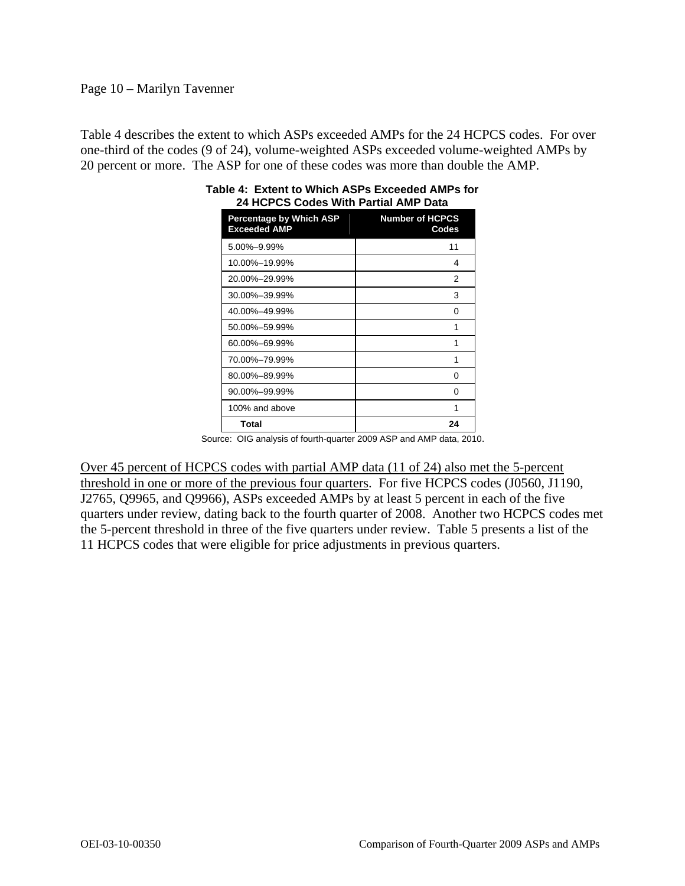Table 4 describes the extent to which ASPs exceeded AMPs for the 24 HCPCS codes. For over one-third of the codes (9 of 24), volume-weighted ASPs exceeded volume-weighted AMPs by 20 percent or more. The ASP for one of these codes was more than double the AMP.

**Table 4: Extent to Which ASPs Exceeded AMPs for 24 HCPCS Codes With Partial AMP Data**

| Percentage by Which ASP Exceeded AMP | Number of HCPCS Codes |
|---|---|
| 5.00%–9.99% | 11 |
| 10.00%–19.99% | 4 |
| 20.00%–29.99% | 2 |
| 30.00%–39.99% | 3 |
| 40.00%–49.99% | 0 |
| 50.00%–59.99% | 1 |
| 60.00%–69.99% | 1 |
| 70.00%–79.99% | 1 |
| 80.00%–89.99% | 0 |
| 90.00%–99.99% | 0 |
| 100% and above | 1 |
| **Total** | **24** |

Source: OIG analysis of fourth-quarter 2009 ASP and AMP data, 2010.

<u>Over 45 percent of HCPCS codes with partial AMP data (11 of 24) also met the 5-percent threshold in one or more of the previous four quarters</u>. For five HCPCS codes (J0560, J1190, J2765, Q9965, and Q9966), ASPs exceeded AMPs by at least 5 percent in each of the five quarters under review, dating back to the fourth quarter of 2008. Another two HCPCS codes met the 5-percent threshold in three of the five quarters under review. Table 5 presents a list of the 11 HCPCS codes that were eligible for price adjustments in previous quarters.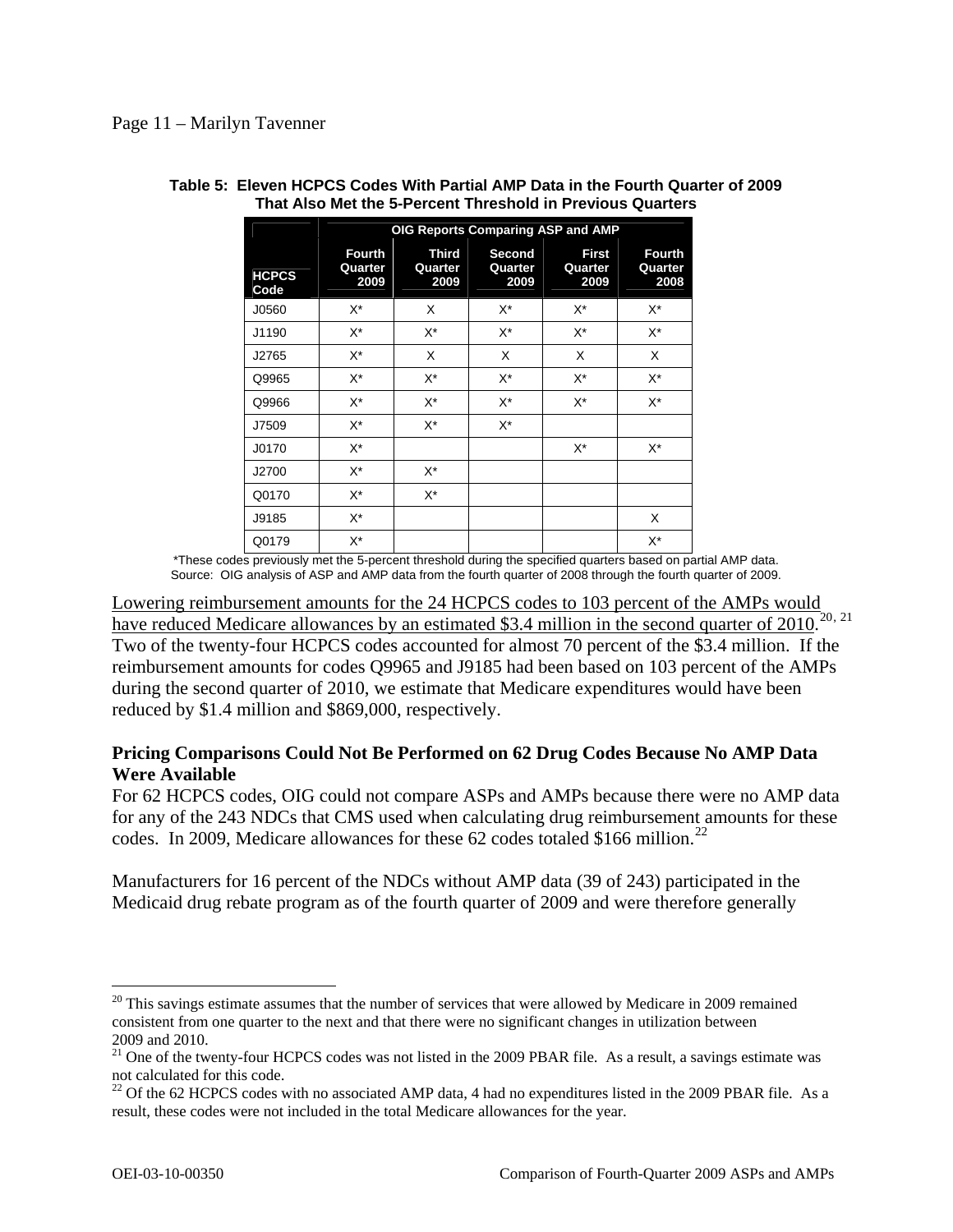**Table 5: Eleven HCPCS Codes With Partial AMP Data in the Fourth Quarter of 2009 That Also Met the 5-Percent Threshold in Previous Quarters**

| | OIG Reports Comparing ASP and AMP | | | | |
|---|---|---|---|---|---|
| HCPCS Code | Fourth Quarter 2009 | Third Quarter 2009 | Second Quarter 2009 | First Quarter 2009 | Fourth Quarter 2008 |
| J0560 | X* | X | X* | X* | X* |
| J1190 | X* | X* | X* | X* | X* |
| J2765 | X* | X | X | X | X |
| Q9965 | X* | X* | X* | X* | X* |
| Q9966 | X* | X* | X* | X* | X* |
| J7509 | X* | X* | X* | | |
| J0170 | X* | | | X* | X* |
| J2700 | X* | X* | | | |
| Q0170 | X* | X* | | | |
| J9185 | X* | | | | X |
| Q0179 | X* | | | | X* |

*These codes previously met the 5-percent threshold during the specified quarters based on partial AMP data.
Source: OIG analysis of ASP and AMP data from the fourth quarter of 2008 through the fourth quarter of 2009.

Lowering reimbursement amounts for the 24 HCPCS codes to 103 percent of the AMPs would have reduced Medicare allowances by an estimated $3.4 million in the second quarter of 2010.[20, 21] Two of the twenty-four HCPCS codes accounted for almost 70 percent of the $3.4 million. If the reimbursement amounts for codes Q9965 and J9185 had been based on 103 percent of the AMPs during the second quarter of 2010, we estimate that Medicare expenditures would have been reduced by $1.4 million and $869,000, respectively.

**Pricing Comparisons Could Not Be Performed on 62 Drug Codes Because No AMP Data Were Available**

For 62 HCPCS codes, OIG could not compare ASPs and AMPs because there were no AMP data for any of the 243 NDCs that CMS used when calculating drug reimbursement amounts for these codes. In 2009, Medicare allowances for these 62 codes totaled $166 million.[22]

Manufacturers for 16 percent of the NDCs without AMP data (39 of 243) participated in the Medicaid drug rebate program as of the fourth quarter of 2009 and were therefore generally

---

[20] This savings estimate assumes that the number of services that were allowed by Medicare in 2009 remained consistent from one quarter to the next and that there were no significant changes in utilization between 2009 and 2010.

[21] One of the twenty-four HCPCS codes was not listed in the 2009 PBAR file. As a result, a savings estimate was not calculated for this code.

[22] Of the 62 HCPCS codes with no associated AMP data, 4 had no expenditures listed in the 2009 PBAR file. As a result, these codes were not included in the total Medicare allowances for the year.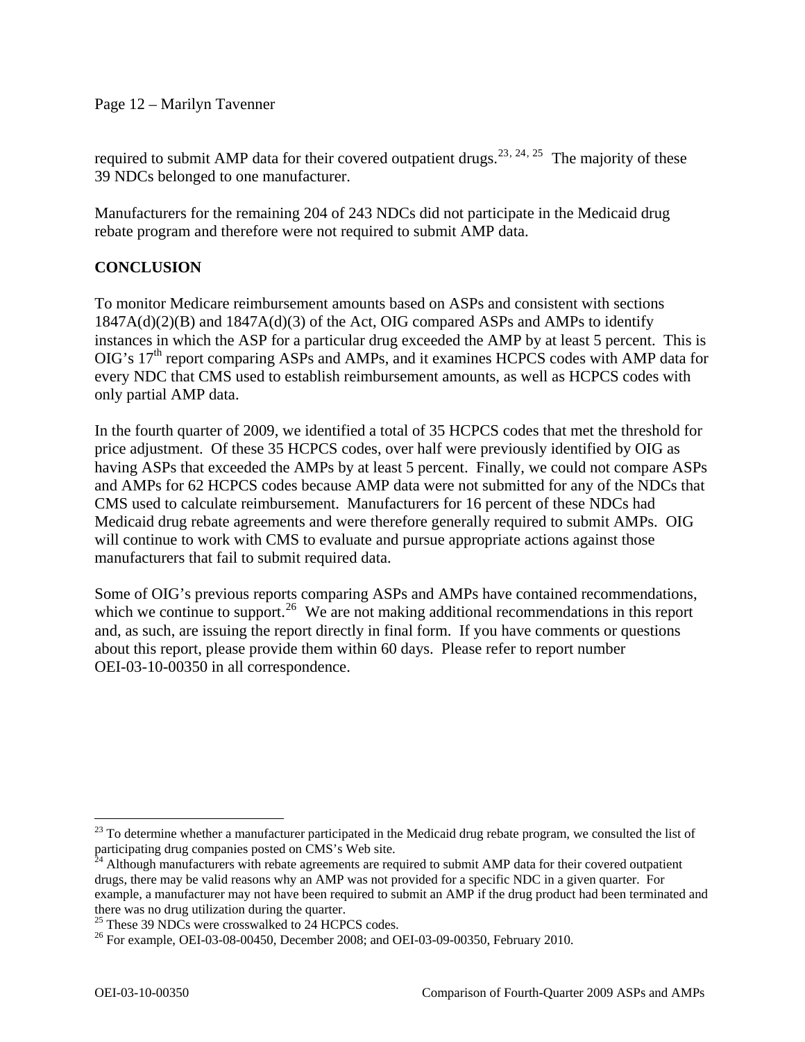required to submit AMP data for their covered outpatient drugs.[23, 24, 25] The majority of these 39 NDCs belonged to one manufacturer.

Manufacturers for the remaining 204 of 243 NDCs did not participate in the Medicaid drug rebate program and therefore were not required to submit AMP data.

## CONCLUSION

To monitor Medicare reimbursement amounts based on ASPs and consistent with sections 1847A(d)(2)(B) and 1847A(d)(3) of the Act, OIG compared ASPs and AMPs to identify instances in which the ASP for a particular drug exceeded the AMP by at least 5 percent. This is OIG's 17th report comparing ASPs and AMPs, and it examines HCPCS codes with AMP data for every NDC that CMS used to establish reimbursement amounts, as well as HCPCS codes with only partial AMP data.

In the fourth quarter of 2009, we identified a total of 35 HCPCS codes that met the threshold for price adjustment. Of these 35 HCPCS codes, over half were previously identified by OIG as having ASPs that exceeded the AMPs by at least 5 percent. Finally, we could not compare ASPs and AMPs for 62 HCPCS codes because AMP data were not submitted for any of the NDCs that CMS used to calculate reimbursement. Manufacturers for 16 percent of these NDCs had Medicaid drug rebate agreements and were therefore generally required to submit AMPs. OIG will continue to work with CMS to evaluate and pursue appropriate actions against those manufacturers that fail to submit required data.

Some of OIG's previous reports comparing ASPs and AMPs have contained recommendations, which we continue to support.[26] We are not making additional recommendations in this report and, as such, are issuing the report directly in final form. If you have comments or questions about this report, please provide them within 60 days. Please refer to report number OEI-03-10-00350 in all correspondence.

---

[23] To determine whether a manufacturer participated in the Medicaid drug rebate program, we consulted the list of participating drug companies posted on CMS's Web site.

[24] Although manufacturers with rebate agreements are required to submit AMP data for their covered outpatient drugs, there may be valid reasons why an AMP was not provided for a specific NDC in a given quarter. For example, a manufacturer may not have been required to submit an AMP if the drug product had been terminated and there was no drug utilization during the quarter.

[25] These 39 NDCs were crosswalked to 24 HCPCS codes.

[26] For example, OEI-03-08-00450, December 2008; and OEI-03-09-00350, February 2010.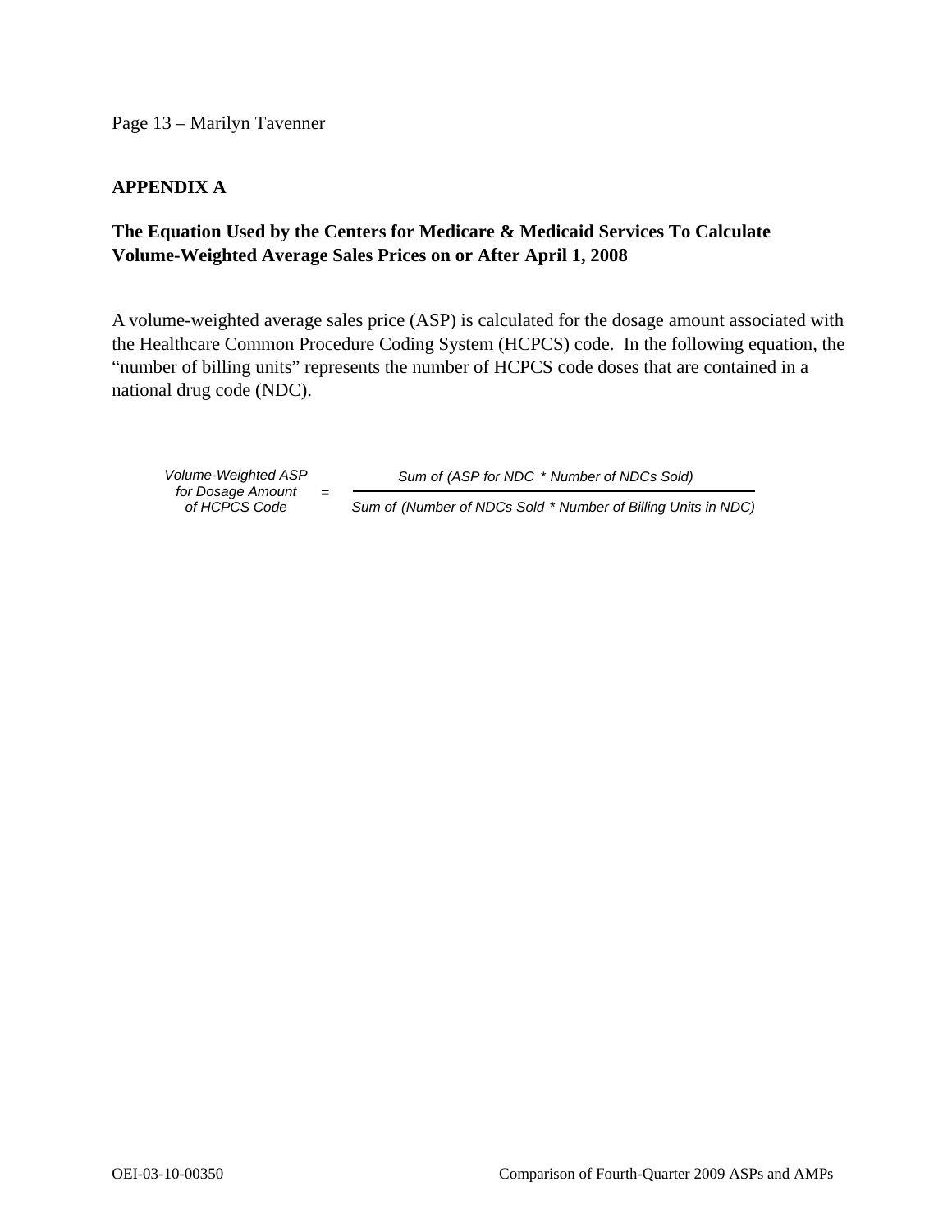## APPENDIX A

### The Equation Used by the Centers for Medicare & Medicaid Services To Calculate Volume-Weighted Average Sales Prices on or After April 1, 2008

A volume-weighted average sales price (ASP) is calculated for the dosage amount associated with the Healthcare Common Procedure Coding System (HCPCS) code. In the following equation, the "number of billing units" represents the number of HCPCS code doses that are contained in a national drug code (NDC).

$$\text{Volume-Weighted ASP for Dosage Amount of HCPCS Code} = \frac{\text{Sum of (ASP for NDC * Number of NDCs Sold)}}{\text{Sum of (Number of NDCs Sold * Number of Billing Units in NDC)}}$$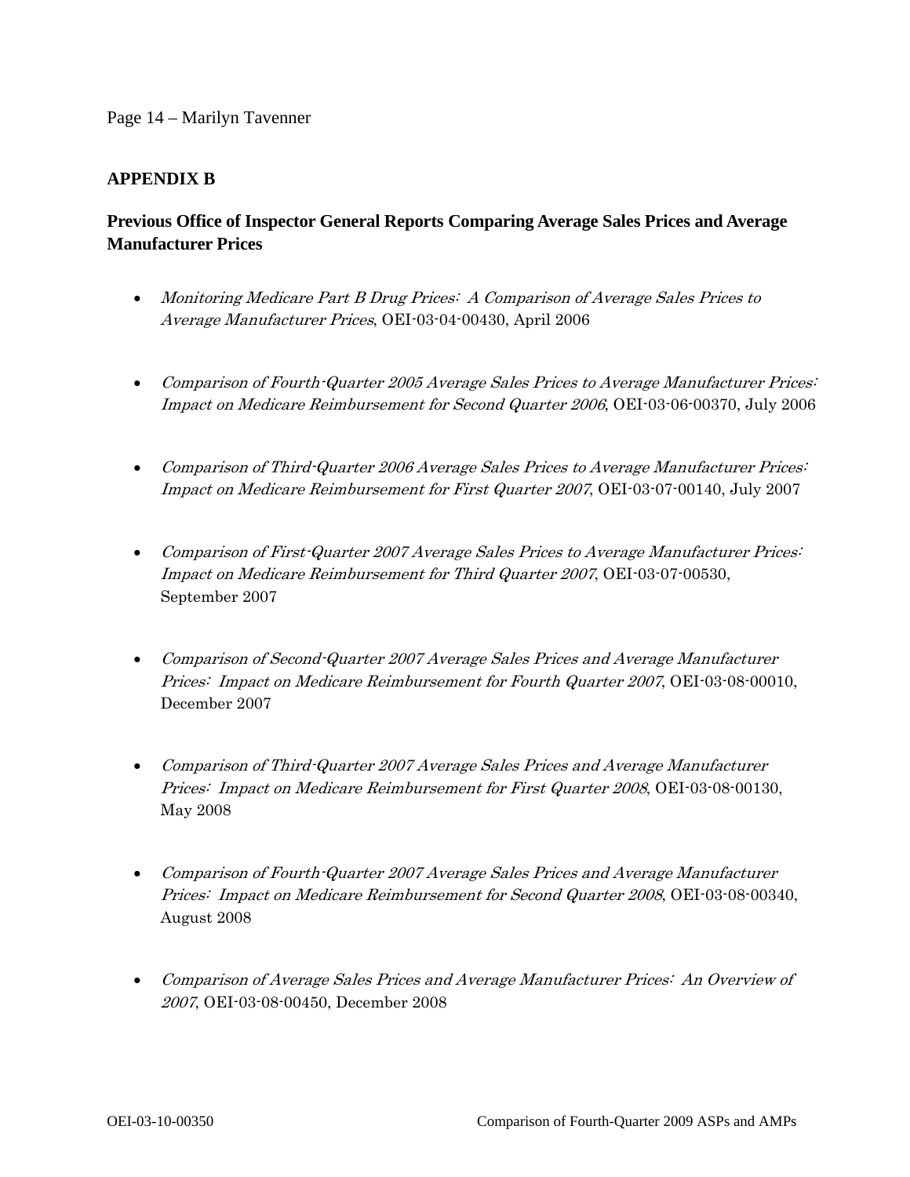## APPENDIX B

### Previous Office of Inspector General Reports Comparing Average Sales Prices and Average Manufacturer Prices

- *Monitoring Medicare Part B Drug Prices: A Comparison of Average Sales Prices to Average Manufacturer Prices*, OEI-03-04-00430, April 2006

- *Comparison of Fourth-Quarter 2005 Average Sales Prices to Average Manufacturer Prices: Impact on Medicare Reimbursement for Second Quarter 2006*, OEI-03-06-00370, July 2006

- *Comparison of Third-Quarter 2006 Average Sales Prices to Average Manufacturer Prices: Impact on Medicare Reimbursement for First Quarter 2007*, OEI-03-07-00140, July 2007

- *Comparison of First-Quarter 2007 Average Sales Prices to Average Manufacturer Prices: Impact on Medicare Reimbursement for Third Quarter 2007*, OEI-03-07-00530, September 2007

- *Comparison of Second-Quarter 2007 Average Sales Prices and Average Manufacturer Prices: Impact on Medicare Reimbursement for Fourth Quarter 2007*, OEI-03-08-00010, December 2007

- *Comparison of Third-Quarter 2007 Average Sales Prices and Average Manufacturer Prices: Impact on Medicare Reimbursement for First Quarter 2008*, OEI-03-08-00130, May 2008

- *Comparison of Fourth-Quarter 2007 Average Sales Prices and Average Manufacturer Prices: Impact on Medicare Reimbursement for Second Quarter 2008*, OEI-03-08-00340, August 2008

- *Comparison of Average Sales Prices and Average Manufacturer Prices: An Overview of 2007*, OEI-03-08-00450, December 2008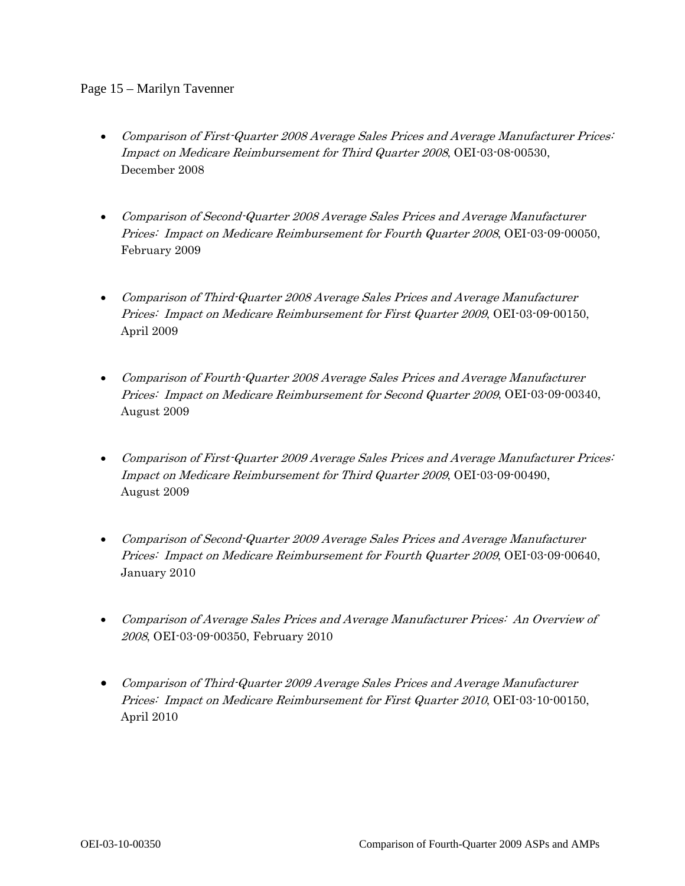- *Comparison of First-Quarter 2008 Average Sales Prices and Average Manufacturer Prices: Impact on Medicare Reimbursement for Third Quarter 2008*, OEI-03-08-00530, December 2008

- *Comparison of Second-Quarter 2008 Average Sales Prices and Average Manufacturer Prices: Impact on Medicare Reimbursement for Fourth Quarter 2008*, OEI-03-09-00050, February 2009

- *Comparison of Third-Quarter 2008 Average Sales Prices and Average Manufacturer Prices: Impact on Medicare Reimbursement for First Quarter 2009*, OEI-03-09-00150, April 2009

- *Comparison of Fourth-Quarter 2008 Average Sales Prices and Average Manufacturer Prices: Impact on Medicare Reimbursement for Second Quarter 2009*, OEI-03-09-00340, August 2009

- *Comparison of First-Quarter 2009 Average Sales Prices and Average Manufacturer Prices: Impact on Medicare Reimbursement for Third Quarter 2009*, OEI-03-09-00490, August 2009

- *Comparison of Second-Quarter 2009 Average Sales Prices and Average Manufacturer Prices: Impact on Medicare Reimbursement for Fourth Quarter 2009*, OEI-03-09-00640, January 2010

- *Comparison of Average Sales Prices and Average Manufacturer Prices: An Overview of 2008*, OEI-03-09-00350, February 2010

- *Comparison of Third-Quarter 2009 Average Sales Prices and Average Manufacturer Prices: Impact on Medicare Reimbursement for First Quarter 2010*, OEI-03-10-00150, April 2010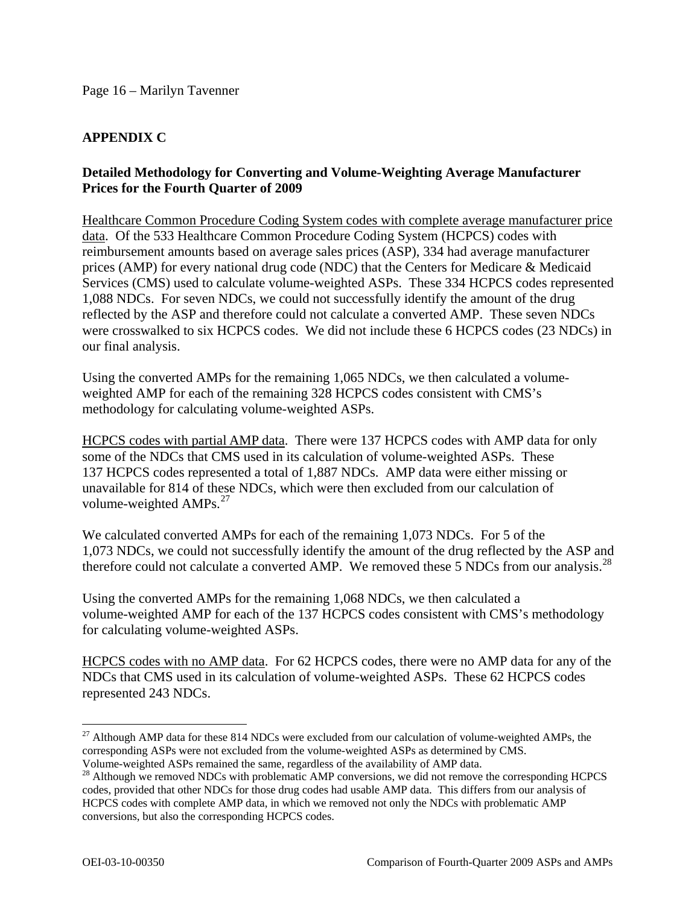## APPENDIX C

### Detailed Methodology for Converting and Volume-Weighting Average Manufacturer Prices for the Fourth Quarter of 2009

Healthcare Common Procedure Coding System codes with complete average manufacturer price data. Of the 533 Healthcare Common Procedure Coding System (HCPCS) codes with reimbursement amounts based on average sales prices (ASP), 334 had average manufacturer prices (AMP) for every national drug code (NDC) that the Centers for Medicare & Medicaid Services (CMS) used to calculate volume-weighted ASPs. These 334 HCPCS codes represented 1,088 NDCs. For seven NDCs, we could not successfully identify the amount of the drug reflected by the ASP and therefore could not calculate a converted AMP. These seven NDCs were crosswalked to six HCPCS codes. We did not include these 6 HCPCS codes (23 NDCs) in our final analysis.

Using the converted AMPs for the remaining 1,065 NDCs, we then calculated a volume-weighted AMP for each of the remaining 328 HCPCS codes consistent with CMS's methodology for calculating volume-weighted ASPs.

HCPCS codes with partial AMP data. There were 137 HCPCS codes with AMP data for only some of the NDCs that CMS used in its calculation of volume-weighted ASPs. These 137 HCPCS codes represented a total of 1,887 NDCs. AMP data were either missing or unavailable for 814 of these NDCs, which were then excluded from our calculation of volume-weighted AMPs.[27]

We calculated converted AMPs for each of the remaining 1,073 NDCs. For 5 of the 1,073 NDCs, we could not successfully identify the amount of the drug reflected by the ASP and therefore could not calculate a converted AMP. We removed these 5 NDCs from our analysis.[28]

Using the converted AMPs for the remaining 1,068 NDCs, we then calculated a volume-weighted AMP for each of the 137 HCPCS codes consistent with CMS's methodology for calculating volume-weighted ASPs.

HCPCS codes with no AMP data. For 62 HCPCS codes, there were no AMP data for any of the NDCs that CMS used in its calculation of volume-weighted ASPs. These 62 HCPCS codes represented 243 NDCs.

---

[27] Although AMP data for these 814 NDCs were excluded from our calculation of volume-weighted AMPs, the corresponding ASPs were not excluded from the volume-weighted ASPs as determined by CMS. Volume-weighted ASPs remained the same, regardless of the availability of AMP data.

[28] Although we removed NDCs with problematic AMP conversions, we did not remove the corresponding HCPCS codes, provided that other NDCs for those drug codes had usable AMP data. This differs from our analysis of HCPCS codes with complete AMP data, in which we removed not only the NDCs with problematic AMP conversions, but also the corresponding HCPCS codes.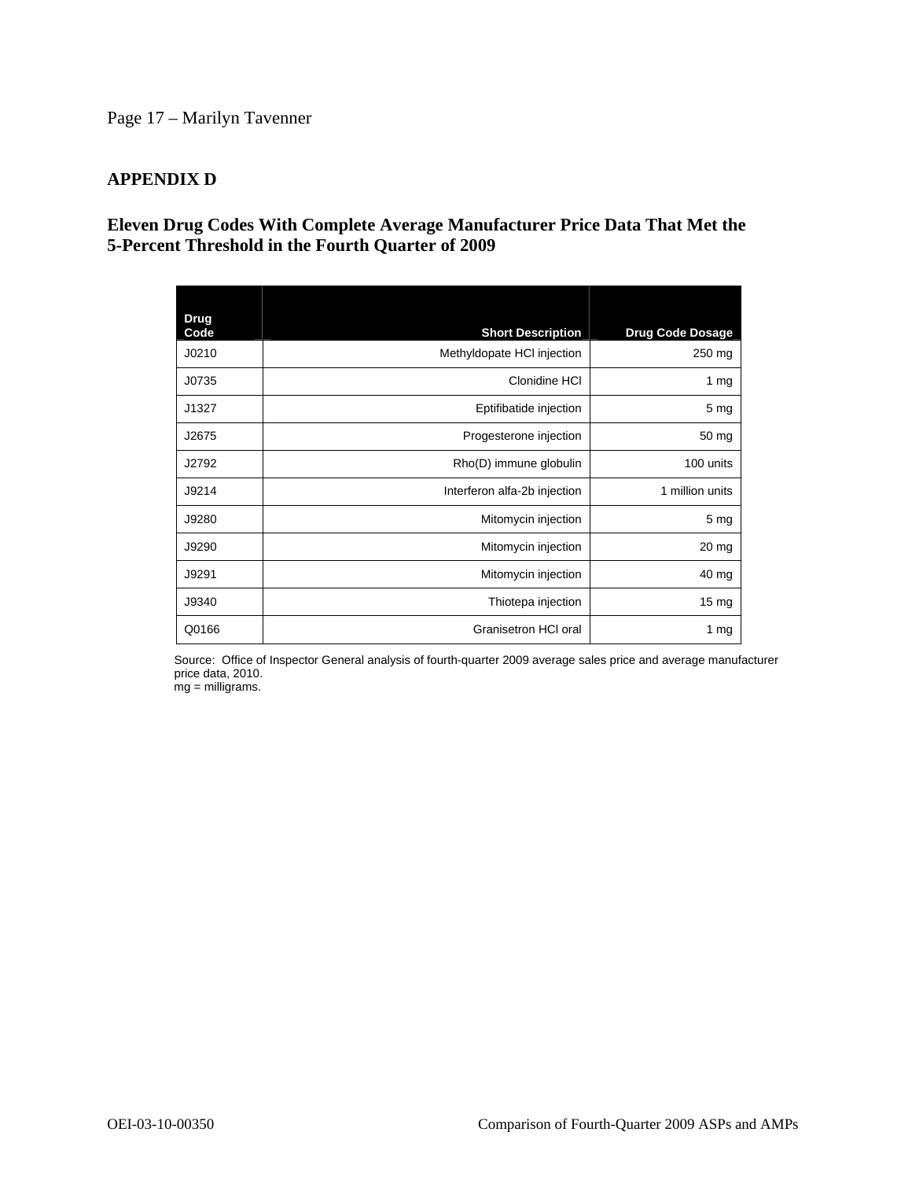## APPENDIX D

### Eleven Drug Codes With Complete Average Manufacturer Price Data That Met the 5-Percent Threshold in the Fourth Quarter of 2009

| Drug Code | Short Description | Drug Code Dosage |
|---|---:|---:|
| J0210 | Methyldopate HCl injection | 250 mg |
| J0735 | Clonidine HCl | 1 mg |
| J1327 | Eptifibatide injection | 5 mg |
| J2675 | Progesterone injection | 50 mg |
| J2792 | Rho(D) immune globulin | 100 units |
| J9214 | Interferon alfa-2b injection | 1 million units |
| J9280 | Mitomycin injection | 5 mg |
| J9290 | Mitomycin injection | 20 mg |
| J9291 | Mitomycin injection | 40 mg |
| J9340 | Thiotepa injection | 15 mg |
| Q0166 | Granisetron HCl oral | 1 mg |

Source: Office of Inspector General analysis of fourth-quarter 2009 average sales price and average manufacturer price data, 2010.
mg = milligrams.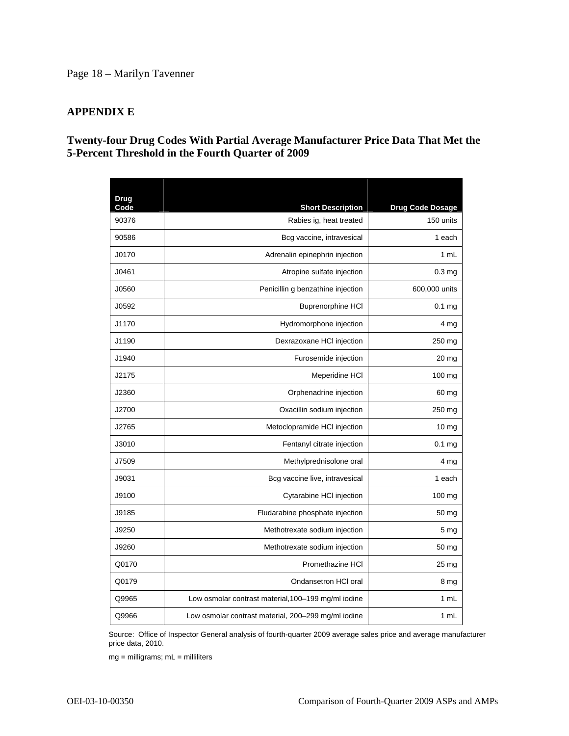## APPENDIX E

### Twenty-four Drug Codes With Partial Average Manufacturer Price Data That Met the 5-Percent Threshold in the Fourth Quarter of 2009

| Drug Code | Short Description | Drug Code Dosage |
|---|---|---|
| 90376 | Rabies ig, heat treated | 150 units |
| 90586 | Bcg vaccine, intravesical | 1 each |
| J0170 | Adrenalin epinephrin injection | 1 mL |
| J0461 | Atropine sulfate injection | 0.3 mg |
| J0560 | Penicillin g benzathine injection | 600,000 units |
| J0592 | Buprenorphine HCl | 0.1 mg |
| J1170 | Hydromorphone injection | 4 mg |
| J1190 | Dexrazoxane HCl injection | 250 mg |
| J1940 | Furosemide injection | 20 mg |
| J2175 | Meperidine HCl | 100 mg |
| J2360 | Orphenadrine injection | 60 mg |
| J2700 | Oxacillin sodium injection | 250 mg |
| J2765 | Metoclopramide HCl injection | 10 mg |
| J3010 | Fentanyl citrate injection | 0.1 mg |
| J7509 | Methylprednisolone oral | 4 mg |
| J9031 | Bcg vaccine live, intravesical | 1 each |
| J9100 | Cytarabine HCl injection | 100 mg |
| J9185 | Fludarabine phosphate injection | 50 mg |
| J9250 | Methotrexate sodium injection | 5 mg |
| J9260 | Methotrexate sodium injection | 50 mg |
| Q0170 | Promethazine HCl | 25 mg |
| Q0179 | Ondansetron HCl oral | 8 mg |
| Q9965 | Low osmolar contrast material,100–199 mg/ml iodine | 1 mL |
| Q9966 | Low osmolar contrast material, 200–299 mg/ml iodine | 1 mL |

Source: Office of Inspector General analysis of fourth-quarter 2009 average sales price and average manufacturer price data, 2010.

mg = milligrams; mL = milliliters